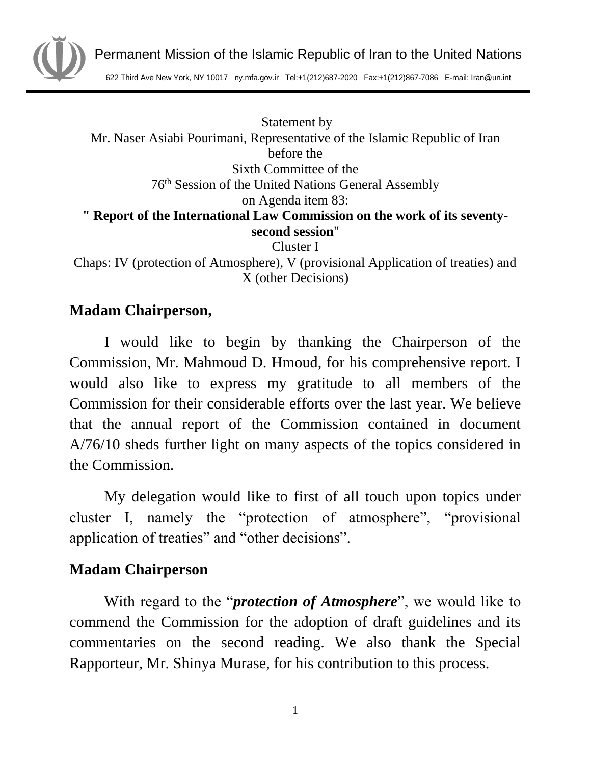Permanent Mission of the Islamic Republic of Iran to the United Nations

622 Third Ave New York, NY 10017 ny.mfa.gov.ir Tel:+1(212)687-2020 Fax:+1(212)867-7086 E-mail: Iran@un.int

---

Statement by
Mr. Naser Asiabi Pourimani, Representative of the Islamic Republic of Iran
before the
Sixth Committee of the
76th Session of the United Nations General Assembly
on Agenda item 83:
**" Report of the International Law Commission on the work of its seventy-second session"**
Cluster I
Chaps: IV (protection of Atmosphere), V (provisional Application of treaties) and X (other Decisions)

**Madam Chairperson,**

I would like to begin by thanking the Chairperson of the Commission, Mr. Mahmoud D. Hmoud, for his comprehensive report. I would also like to express my gratitude to all members of the Commission for their considerable efforts over the last year. We believe that the annual report of the Commission contained in document A/76/10 sheds further light on many aspects of the topics considered in the Commission.

My delegation would like to first of all touch upon topics under cluster I, namely the "protection of atmosphere", "provisional application of treaties" and "other decisions".

**Madam Chairperson**

With regard to the "***protection of Atmosphere***", we would like to commend the Commission for the adoption of draft guidelines and its commentaries on the second reading. We also thank the Special Rapporteur, Mr. Shinya Murase, for his contribution to this process.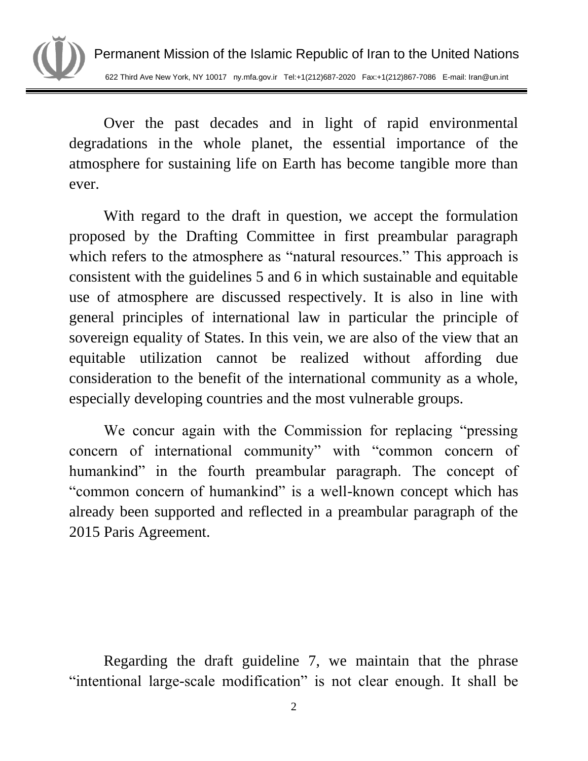Over the past decades and in light of rapid environmental degradations in the whole planet, the essential importance of the atmosphere for sustaining life on Earth has become tangible more than ever.

With regard to the draft in question, we accept the formulation proposed by the Drafting Committee in first preambular paragraph which refers to the atmosphere as "natural resources." This approach is consistent with the guidelines 5 and 6 in which sustainable and equitable use of atmosphere are discussed respectively. It is also in line with general principles of international law in particular the principle of sovereign equality of States. In this vein, we are also of the view that an equitable utilization cannot be realized without affording due consideration to the benefit of the international community as a whole, especially developing countries and the most vulnerable groups.

We concur again with the Commission for replacing "pressing concern of international community" with "common concern of humankind" in the fourth preambular paragraph. The concept of "common concern of humankind" is a well-known concept which has already been supported and reflected in a preambular paragraph of the 2015 Paris Agreement.

Regarding the draft guideline 7, we maintain that the phrase "intentional large-scale modification" is not clear enough. It shall be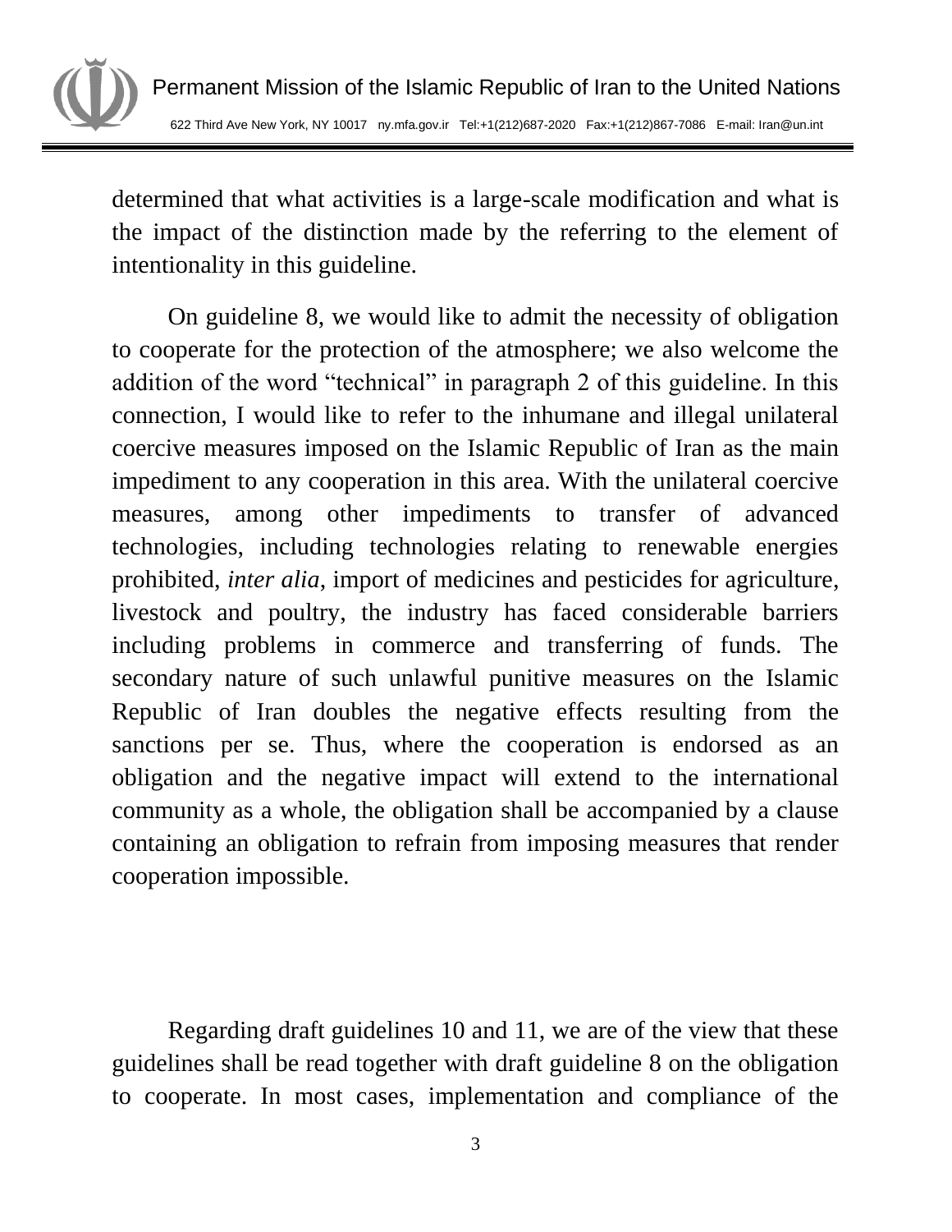determined that what activities is a large-scale modification and what is the impact of the distinction made by the referring to the element of intentionality in this guideline.

On guideline 8, we would like to admit the necessity of obligation to cooperate for the protection of the atmosphere; we also welcome the addition of the word "technical" in paragraph 2 of this guideline. In this connection, I would like to refer to the inhumane and illegal unilateral coercive measures imposed on the Islamic Republic of Iran as the main impediment to any cooperation in this area. With the unilateral coercive measures, among other impediments to transfer of advanced technologies, including technologies relating to renewable energies prohibited, *inter alia*, import of medicines and pesticides for agriculture, livestock and poultry, the industry has faced considerable barriers including problems in commerce and transferring of funds. The secondary nature of such unlawful punitive measures on the Islamic Republic of Iran doubles the negative effects resulting from the sanctions per se. Thus, where the cooperation is endorsed as an obligation and the negative impact will extend to the international community as a whole, the obligation shall be accompanied by a clause containing an obligation to refrain from imposing measures that render cooperation impossible.

Regarding draft guidelines 10 and 11, we are of the view that these guidelines shall be read together with draft guideline 8 on the obligation to cooperate. In most cases, implementation and compliance of the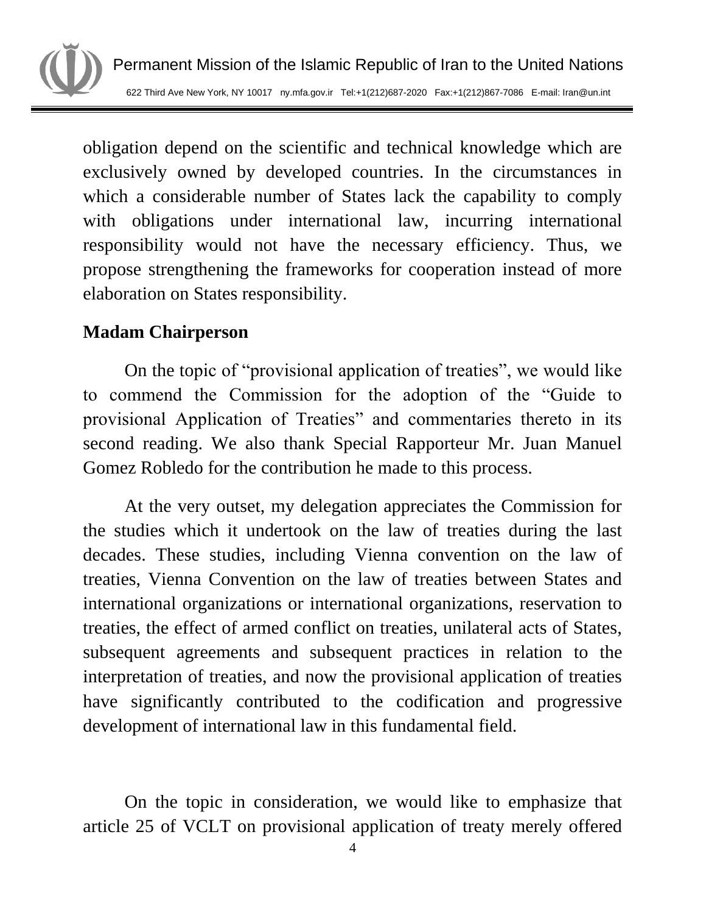obligation depend on the scientific and technical knowledge which are exclusively owned by developed countries. In the circumstances in which a considerable number of States lack the capability to comply with obligations under international law, incurring international responsibility would not have the necessary efficiency. Thus, we propose strengthening the frameworks for cooperation instead of more elaboration on States responsibility.

**Madam Chairperson**

On the topic of "provisional application of treaties", we would like to commend the Commission for the adoption of the "Guide to provisional Application of Treaties" and commentaries thereto in its second reading. We also thank Special Rapporteur Mr. Juan Manuel Gomez Robledo for the contribution he made to this process.

At the very outset, my delegation appreciates the Commission for the studies which it undertook on the law of treaties during the last decades. These studies, including Vienna convention on the law of treaties, Vienna Convention on the law of treaties between States and international organizations or international organizations, reservation to treaties, the effect of armed conflict on treaties, unilateral acts of States, subsequent agreements and subsequent practices in relation to the interpretation of treaties, and now the provisional application of treaties have significantly contributed to the codification and progressive development of international law in this fundamental field.

On the topic in consideration, we would like to emphasize that article 25 of VCLT on provisional application of treaty merely offered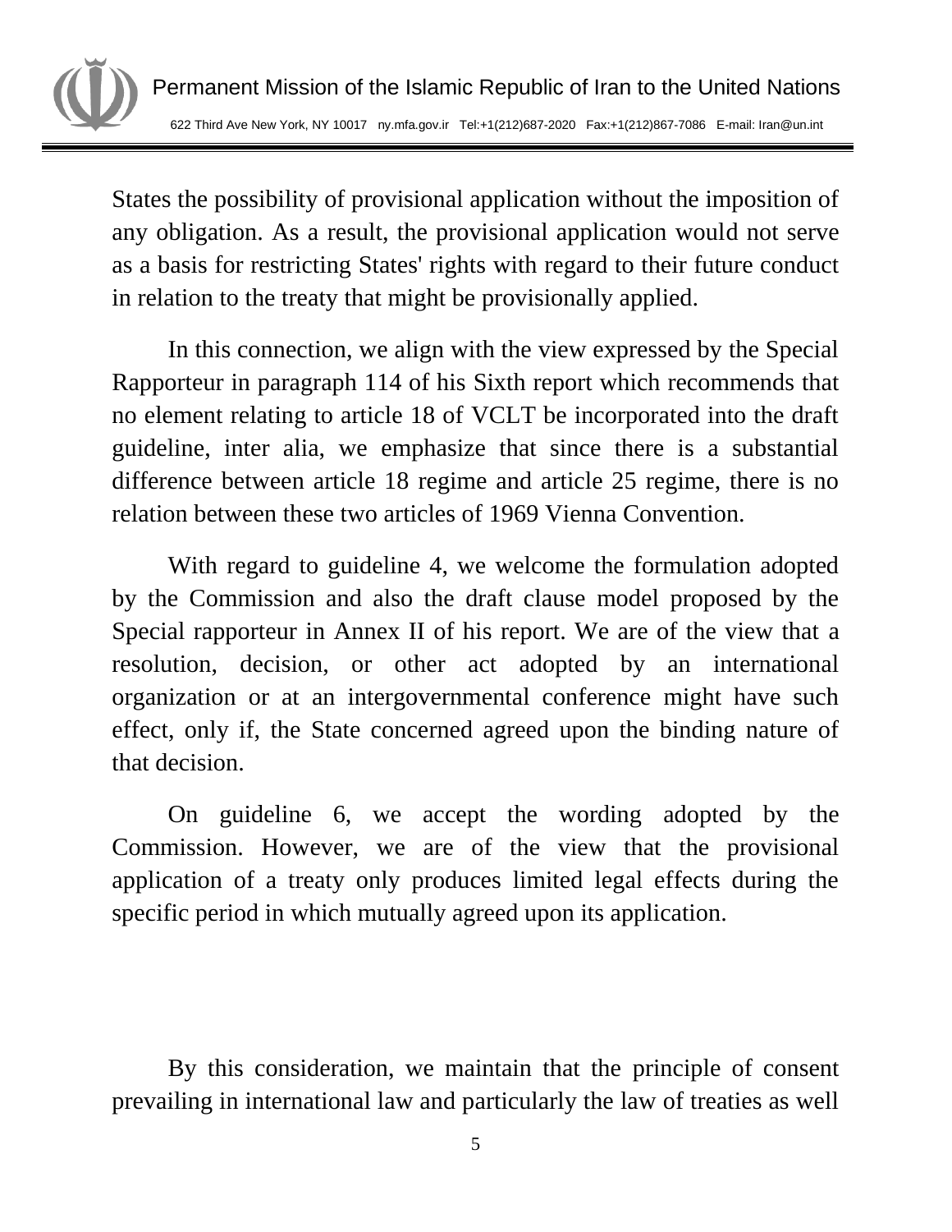States the possibility of provisional application without the imposition of any obligation. As a result, the provisional application would not serve as a basis for restricting States' rights with regard to their future conduct in relation to the treaty that might be provisionally applied.

In this connection, we align with the view expressed by the Special Rapporteur in paragraph 114 of his Sixth report which recommends that no element relating to article 18 of VCLT be incorporated into the draft guideline, inter alia, we emphasize that since there is a substantial difference between article 18 regime and article 25 regime, there is no relation between these two articles of 1969 Vienna Convention.

With regard to guideline 4, we welcome the formulation adopted by the Commission and also the draft clause model proposed by the Special rapporteur in Annex II of his report. We are of the view that a resolution, decision, or other act adopted by an international organization or at an intergovernmental conference might have such effect, only if, the State concerned agreed upon the binding nature of that decision.

On guideline 6, we accept the wording adopted by the Commission. However, we are of the view that the provisional application of a treaty only produces limited legal effects during the specific period in which mutually agreed upon its application.

By this consideration, we maintain that the principle of consent prevailing in international law and particularly the law of treaties as well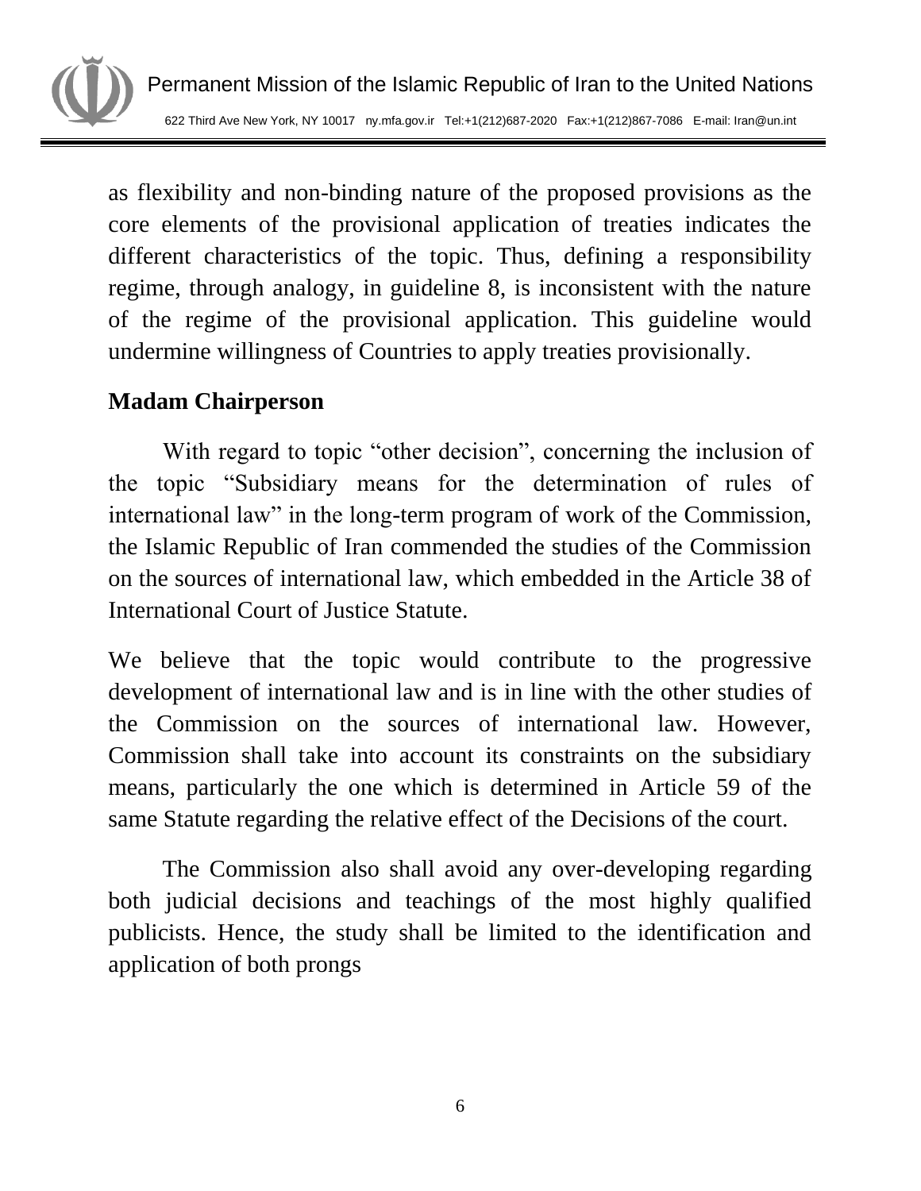as flexibility and non-binding nature of the proposed provisions as the core elements of the provisional application of treaties indicates the different characteristics of the topic. Thus, defining a responsibility regime, through analogy, in guideline 8, is inconsistent with the nature of the regime of the provisional application. This guideline would undermine willingness of Countries to apply treaties provisionally.

**Madam Chairperson**

With regard to topic "other decision", concerning the inclusion of the topic "Subsidiary means for the determination of rules of international law" in the long-term program of work of the Commission, the Islamic Republic of Iran commended the studies of the Commission on the sources of international law, which embedded in the Article 38 of International Court of Justice Statute.

We believe that the topic would contribute to the progressive development of international law and is in line with the other studies of the Commission on the sources of international law. However, Commission shall take into account its constraints on the subsidiary means, particularly the one which is determined in Article 59 of the same Statute regarding the relative effect of the Decisions of the court.

The Commission also shall avoid any over-developing regarding both judicial decisions and teachings of the most highly qualified publicists. Hence, the study shall be limited to the identification and application of both prongs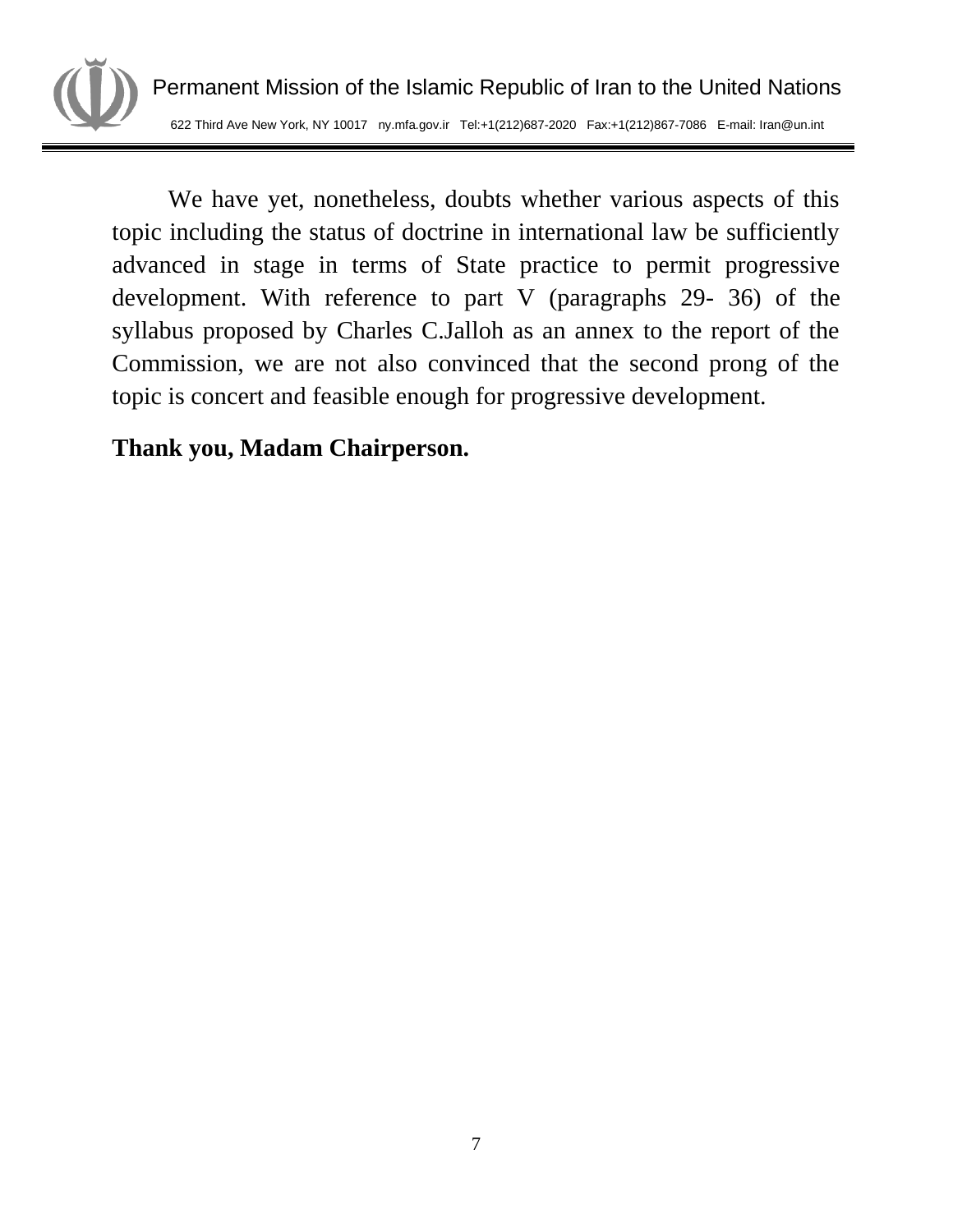We have yet, nonetheless, doubts whether various aspects of this topic including the status of doctrine in international law be sufficiently advanced in stage in terms of State practice to permit progressive development. With reference to part V (paragraphs 29- 36) of the syllabus proposed by Charles C.Jalloh as an annex to the report of the Commission, we are not also convinced that the second prong of the topic is concert and feasible enough for progressive development.

**Thank you, Madam Chairperson.**